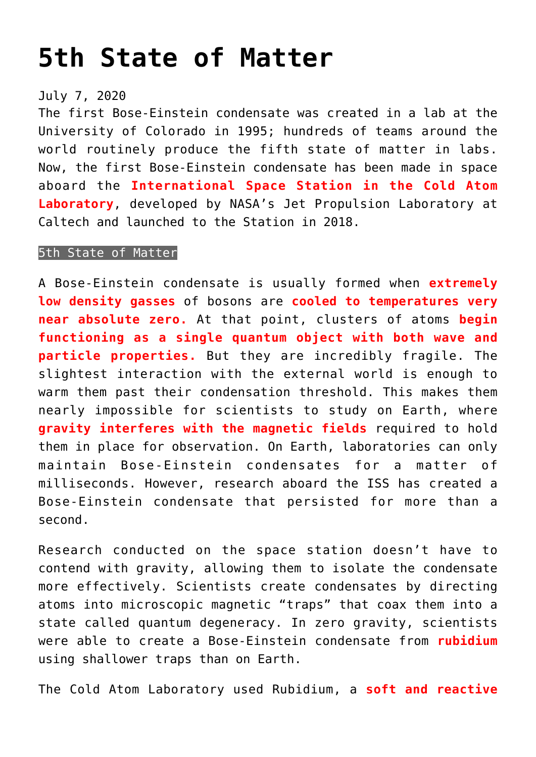# 5th State of Matter

July 7, 2020

The first Bose-Einstein condensate was created in a lab at the University of Colorado in 1995; hundreds of teams around the world routinely produce the fifth state of matter in labs. Now, the first Bose-Einstein condensate has been made in space aboard the **International Space Station in the Cold Atom Laboratory**, developed by NASA's Jet Propulsion Laboratory at Caltech and launched to the Station in 2018.

5th State of Matter

A Bose-Einstein condensate is usually formed when **extremely low density gasses** of bosons are **cooled to temperatures very near absolute zero.** At that point, clusters of atoms **begin functioning as a single quantum object with both wave and particle properties.** But they are incredibly fragile. The slightest interaction with the external world is enough to warm them past their condensation threshold. This makes them nearly impossible for scientists to study on Earth, where **gravity interferes with the magnetic fields** required to hold them in place for observation. On Earth, laboratories can only maintain Bose-Einstein condensates for a matter of milliseconds. However, research aboard the ISS has created a Bose-Einstein condensate that persisted for more than a second.

Research conducted on the space station doesn't have to contend with gravity, allowing them to isolate the condensate more effectively. Scientists create condensates by directing atoms into microscopic magnetic "traps" that coax them into a state called quantum degeneracy. In zero gravity, scientists were able to create a Bose-Einstein condensate from **rubidium** using shallower traps than on Earth.

The Cold Atom Laboratory used Rubidium, a **soft and reactive**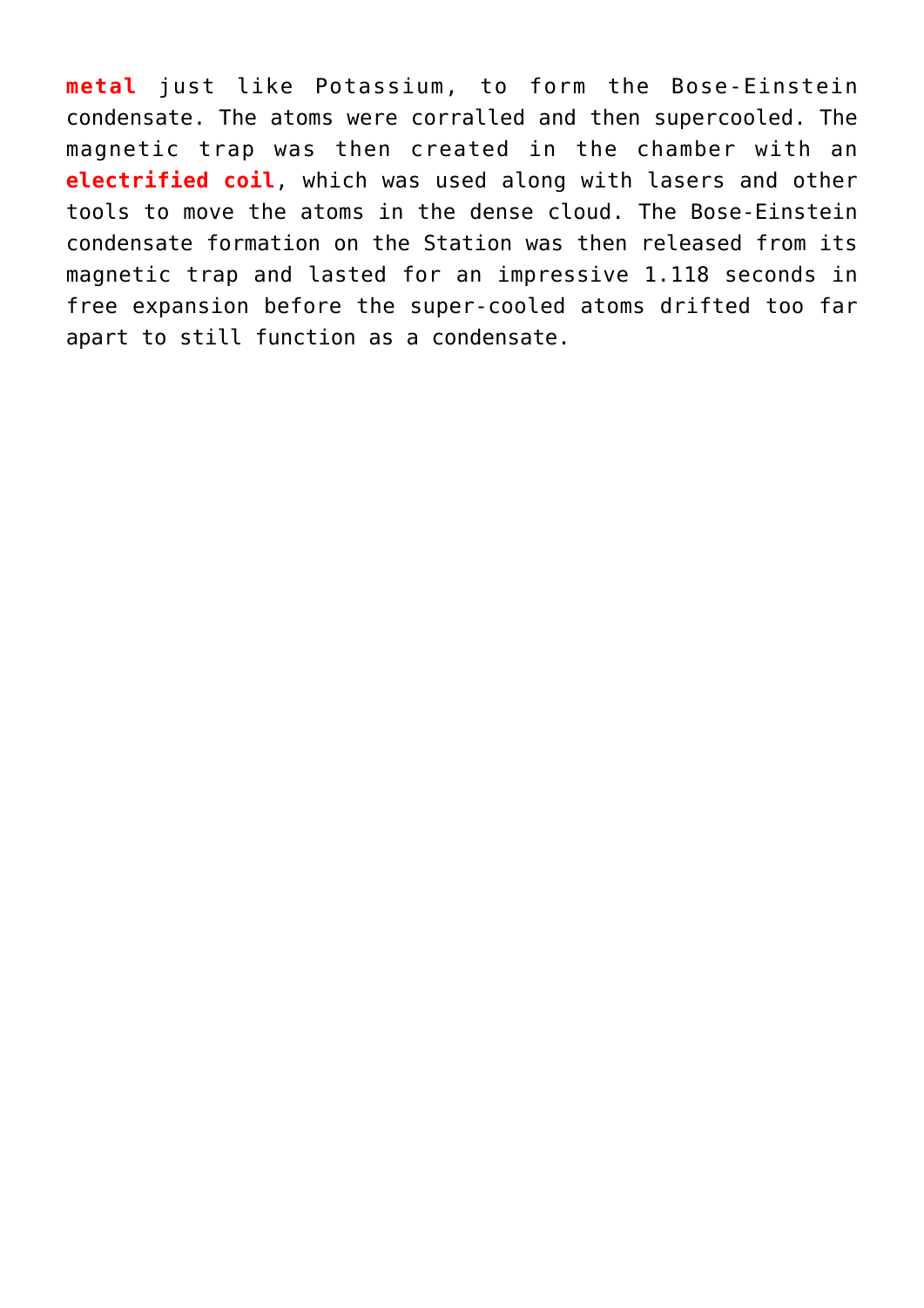**metal** just like Potassium, to form the Bose-Einstein condensate. The atoms were corralled and then supercooled. The magnetic trap was then created in the chamber with an **electrified coil**, which was used along with lasers and other tools to move the atoms in the dense cloud. The Bose-Einstein condensate formation on the Station was then released from its magnetic trap and lasted for an impressive 1.118 seconds in free expansion before the super-cooled atoms drifted too far apart to still function as a condensate.